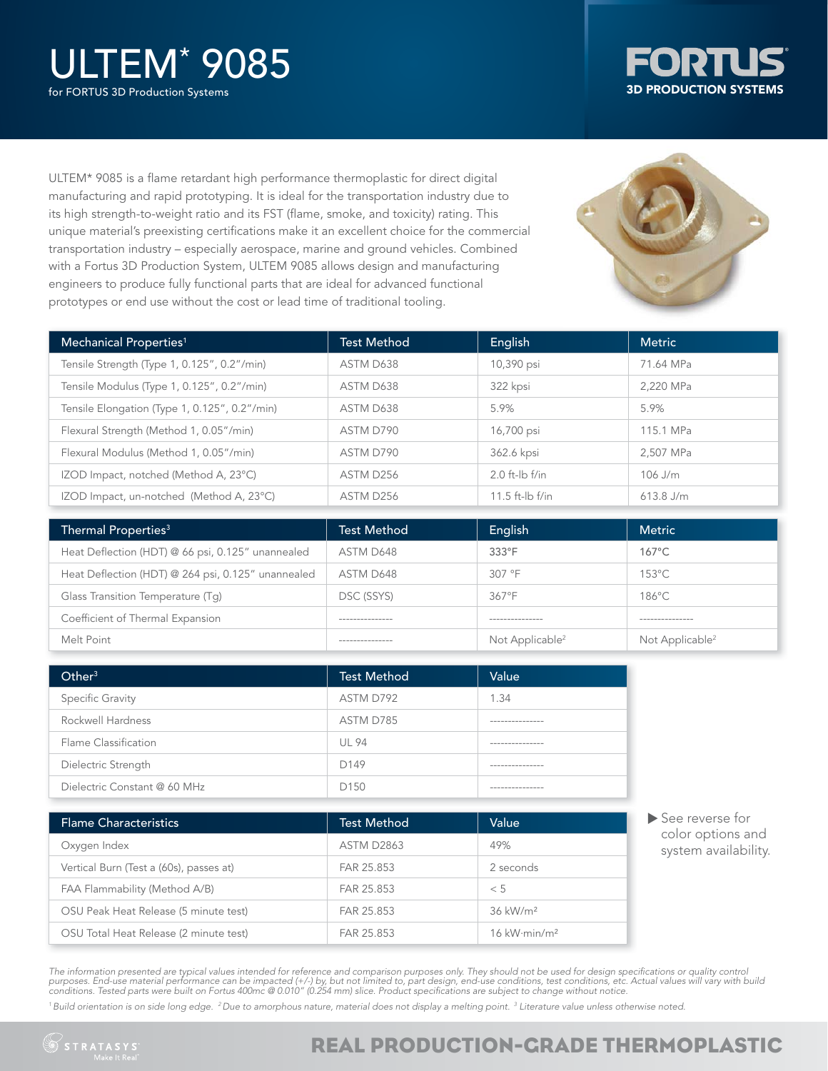# ULTEM* 9085

for FORTUS 3D Production Systems

FORTUS 3D PRODUCTION SYSTEMS

ULTEM* 9085 is a flame retardant high performance thermoplastic for direct digital manufacturing and rapid prototyping. It is ideal for the transportation industry due to its high strength-to-weight ratio and its FST (flame, smoke, and toxicity) rating. This unique material's preexisting certifications make it an excellent choice for the commercial transportation industry – especially aerospace, marine and ground vehicles. Combined with a Fortus 3D Production System, ULTEM 9085 allows design and manufacturing engineers to produce fully functional parts that are ideal for advanced functional prototypes or end use without the cost or lead time of traditional tooling.

| Mechanical Properties[1] | Test Method | English | Metric |
|---|---|---|---|
| Tensile Strength (Type 1, 0.125", 0.2"/min) | ASTM D638 | 10,390 psi | 71.64 MPa |
| Tensile Modulus (Type 1, 0.125", 0.2"/min) | ASTM D638 | 322 kpsi | 2,220 MPa |
| Tensile Elongation (Type 1, 0.125", 0.2"/min) | ASTM D638 | 5.9% | 5.9% |
| Flexural Strength (Method 1, 0.05"/min) | ASTM D790 | 16,700 psi | 115.1 MPa |
| Flexural Modulus (Method 1, 0.05"/min) | ASTM D790 | 362.6 kpsi | 2,507 MPa |
| IZOD Impact, notched (Method A, 23°C) | ASTM D256 | 2.0 ft-lb f/in | 106 J/m |
| IZOD Impact, un-notched (Method A, 23°C) | ASTM D256 | 11.5 ft-lb f/in | 613.8 J/m |

| Thermal Properties[3] | Test Method | English | Metric |
|---|---|---|---|
| Heat Deflection (HDT) @ 66 psi, 0.125" unannealed | ASTM D648 | 333°F | 167°C |
| Heat Deflection (HDT) @ 264 psi, 0.125" unannealed | ASTM D648 | 307 °F | 153°C |
| Glass Transition Temperature (Tg) | DSC (SSYS) | 367°F | 186°C |
| Coefficient of Thermal Expansion | --------------- | --------------- | --------------- |
| Melt Point | --------------- | Not Applicable[2] | Not Applicable[2] |

| Other[3] | Test Method | Value |
|---|---|---|
| Specific Gravity | ASTM D792 | 1.34 |
| Rockwell Hardness | ASTM D785 | --------------- |
| Flame Classification | UL 94 | --------------- |
| Dielectric Strength | D149 | --------------- |
| Dielectric Constant @ 60 MHz | D150 | --------------- |

| Flame Characteristics | Test Method | Value |
|---|---|---|
| Oxygen Index | ASTM D2863 | 49% |
| Vertical Burn (Test a (60s), passes at) | FAR 25.853 | 2 seconds |
| FAA Flammability (Method A/B) | FAR 25.853 | < 5 |
| OSU Peak Heat Release (5 minute test) | FAR 25.853 | 36 kW/m² |
| OSU Total Heat Release (2 minute test) | FAR 25.853 | 16 kW·min/m² |

▶ See reverse for color options and system availability.

*The information presented are typical values intended for reference and comparison purposes only. They should not be used for design specifications or quality control purposes. End-use material performance can be impacted (+/-) by, but not limited to, part design, end-use conditions, test conditions, etc. Actual values will vary with build conditions. Tested parts were built on Fortus 400mc @ 0.010" (0.254 mm) slice. Product specifications are subject to change without notice.*

*[1] Build orientation is on side long edge. [2] Due to amorphous nature, material does not display a melting point. [3] Literature value unless otherwise noted.*

STRATASYS Make It Real

**REAL PRODUCTION-GRADE THERMOPLASTIC**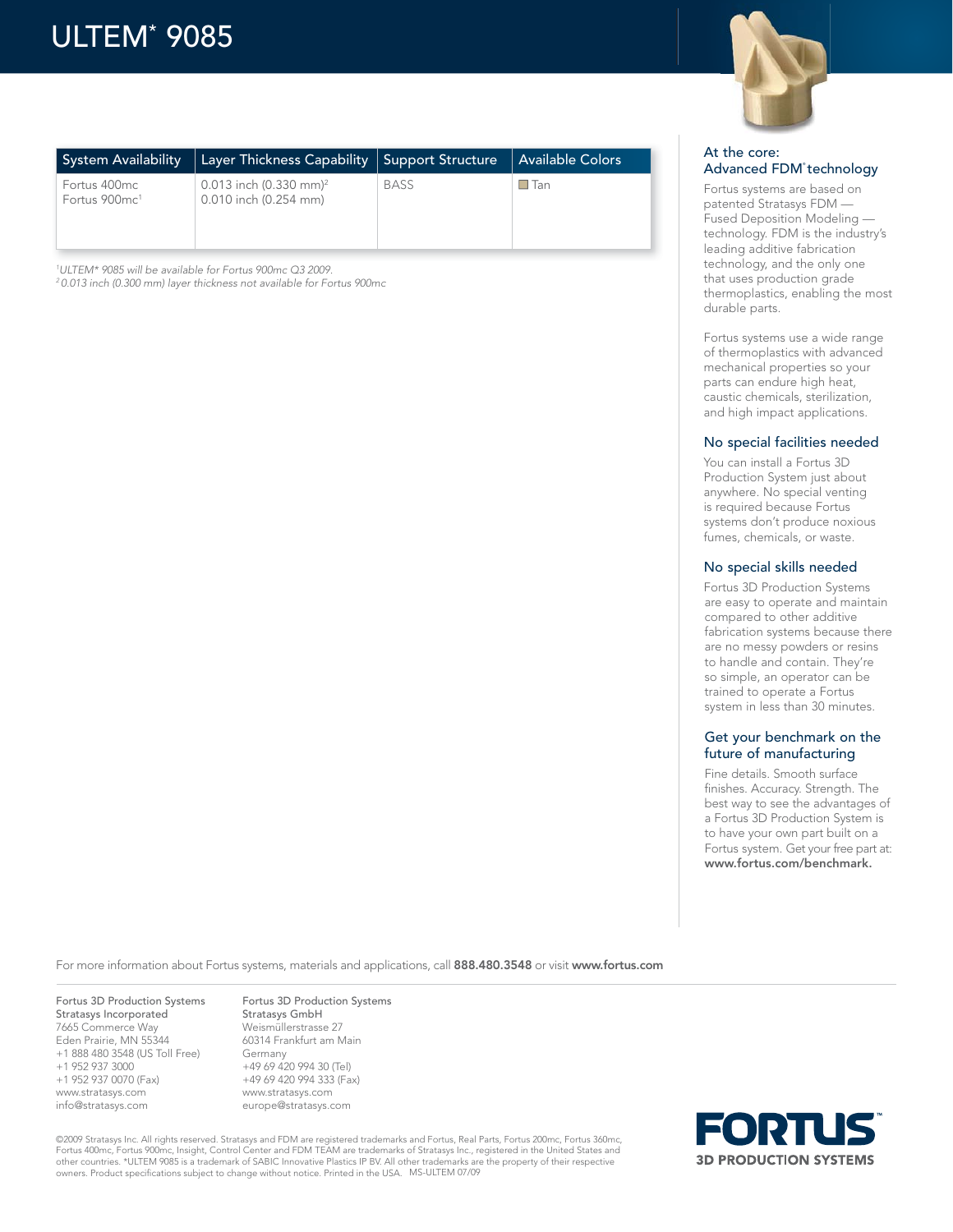# ULTEM* 9085

| System Availability | Layer Thickness Capability | Support Structure | Available Colors |
|---|---|---|---|
| Fortus 400mc<br>Fortus 900mc[1] | 0.013 inch (0.330 mm)[2]<br>0.010 inch (0.254 mm) | BASS | Tan |

*[1]ULTEM* 9085 will be available for Fortus 900mc Q3 2009.*
*[2]0.013 inch (0.300 mm) layer thickness not available for Fortus 900mc*

## At the core: Advanced FDM® technology

Fortus systems are based on patented Stratasys FDM — Fused Deposition Modeling — technology. FDM is the industry's leading additive fabrication technology, and the only one that uses production grade thermoplastics, enabling the most durable parts.

Fortus systems use a wide range of thermoplastics with advanced mechanical properties so your parts can endure high heat, caustic chemicals, sterilization, and high impact applications.

## No special facilities needed

You can install a Fortus 3D Production System just about anywhere. No special venting is required because Fortus systems don't produce noxious fumes, chemicals, or waste.

## No special skills needed

Fortus 3D Production Systems are easy to operate and maintain compared to other additive fabrication systems because there are no messy powders or resins to handle and contain. They're so simple, an operator can be trained to operate a Fortus system in less than 30 minutes.

## Get your benchmark on the future of manufacturing

Fine details. Smooth surface finishes. Accuracy. Strength. The best way to see the advantages of a Fortus 3D Production System is to have your own part built on a Fortus system. Get your free part at: **www.fortus.com/benchmark.**

For more information about Fortus systems, materials and applications, call **888.480.3548** or visit **www.fortus.com**

Fortus 3D Production Systems
Stratasys Incorporated
7665 Commerce Way
Eden Prairie, MN 55344
+1 888 480 3548 (US Toll Free)
+1 952 937 3000
+1 952 937 0070 (Fax)
www.stratasys.com
info@stratasys.com

Fortus 3D Production Systems
Stratasys GmbH
Weismüllerstrasse 27
60314 Frankfurt am Main
Germany
+49 69 420 994 30 (Tel)
+49 69 420 994 333 (Fax)
www.stratasys.com
europe@stratasys.com

©2009 Stratasys Inc. All rights reserved. Stratasys and FDM are registered trademarks and Fortus, Real Parts, Fortus 200mc, Fortus 360mc, Fortus 400mc, Fortus 900mc, Insight, Control Center and FDM TEAM are trademarks of Stratasys Inc., registered in the United States and other countries. *ULTEM 9085 is a trademark of SABIC Innovative Plastics IP BV. All other trademarks are the property of their respective owners. Product specifications subject to change without notice. Printed in the USA. MS-ULTEM 07/09

FORTUS™
3D PRODUCTION SYSTEMS